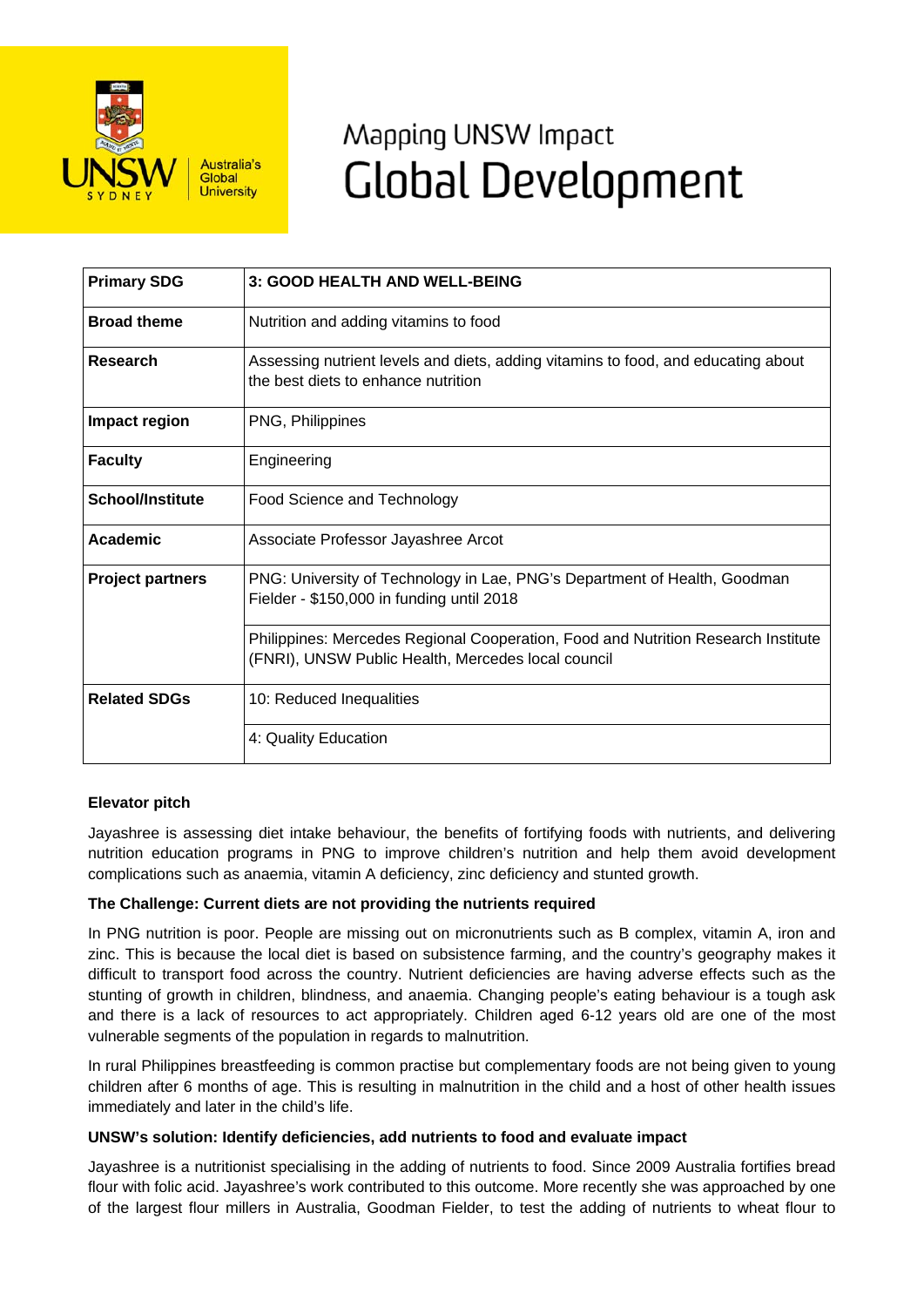# Mapping UNSW Impact
# Global Development

| Primary SDG | 3: GOOD HEALTH AND WELL-BEING |
|---|---|
| **Broad theme** | Nutrition and adding vitamins to food |
| **Research** | Assessing nutrient levels and diets, adding vitamins to food, and educating about the best diets to enhance nutrition |
| **Impact region** | PNG, Philippines |
| **Faculty** | Engineering |
| **School/Institute** | Food Science and Technology |
| **Academic** | Associate Professor Jayashree Arcot |
| **Project partners** | PNG: University of Technology in Lae, PNG's Department of Health, Goodman Fielder - $150,000 in funding until 2018 |
| | Philippines: Mercedes Regional Cooperation, Food and Nutrition Research Institute (FNRI), UNSW Public Health, Mercedes local council |
| **Related SDGs** | 10: Reduced Inequalities |
| | 4: Quality Education |

### Elevator pitch

Jayashree is assessing diet intake behaviour, the benefits of fortifying foods with nutrients, and delivering nutrition education programs in PNG to improve children's nutrition and help them avoid development complications such as anaemia, vitamin A deficiency, zinc deficiency and stunted growth.

### The Challenge: Current diets are not providing the nutrients required

In PNG nutrition is poor. People are missing out on micronutrients such as B complex, vitamin A, iron and zinc. This is because the local diet is based on subsistence farming, and the country's geography makes it difficult to transport food across the country. Nutrient deficiencies are having adverse effects such as the stunting of growth in children, blindness, and anaemia. Changing people's eating behaviour is a tough ask and there is a lack of resources to act appropriately. Children aged 6-12 years old are one of the most vulnerable segments of the population in regards to malnutrition.

In rural Philippines breastfeeding is common practise but complementary foods are not being given to young children after 6 months of age. This is resulting in malnutrition in the child and a host of other health issues immediately and later in the child's life.

### UNSW's solution: Identify deficiencies, add nutrients to food and evaluate impact

Jayashree is a nutritionist specialising in the adding of nutrients to food. Since 2009 Australia fortifies bread flour with folic acid. Jayashree's work contributed to this outcome. More recently she was approached by one of the largest flour millers in Australia, Goodman Fielder, to test the adding of nutrients to wheat flour to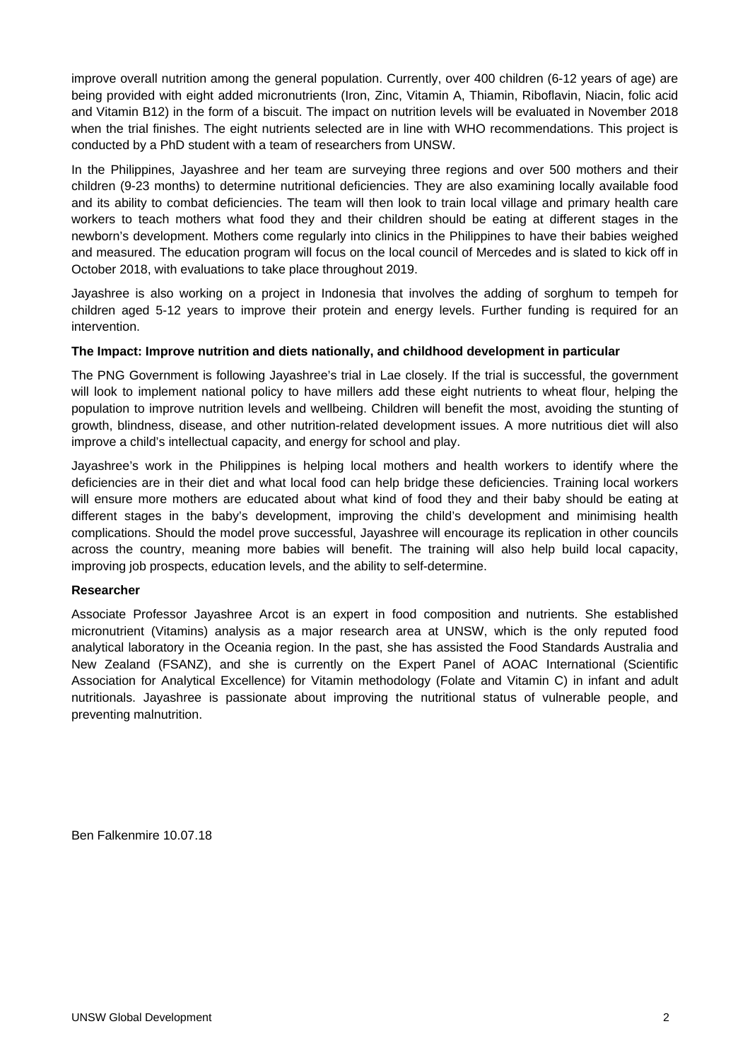improve overall nutrition among the general population. Currently, over 400 children (6-12 years of age) are being provided with eight added micronutrients (Iron, Zinc, Vitamin A, Thiamin, Riboflavin, Niacin, folic acid and Vitamin B12) in the form of a biscuit. The impact on nutrition levels will be evaluated in November 2018 when the trial finishes. The eight nutrients selected are in line with WHO recommendations. This project is conducted by a PhD student with a team of researchers from UNSW.

In the Philippines, Jayashree and her team are surveying three regions and over 500 mothers and their children (9-23 months) to determine nutritional deficiencies. They are also examining locally available food and its ability to combat deficiencies. The team will then look to train local village and primary health care workers to teach mothers what food they and their children should be eating at different stages in the newborn's development. Mothers come regularly into clinics in the Philippines to have their babies weighed and measured. The education program will focus on the local council of Mercedes and is slated to kick off in October 2018, with evaluations to take place throughout 2019.

Jayashree is also working on a project in Indonesia that involves the adding of sorghum to tempeh for children aged 5-12 years to improve their protein and energy levels. Further funding is required for an intervention.

**The Impact: Improve nutrition and diets nationally, and childhood development in particular**

The PNG Government is following Jayashree's trial in Lae closely. If the trial is successful, the government will look to implement national policy to have millers add these eight nutrients to wheat flour, helping the population to improve nutrition levels and wellbeing. Children will benefit the most, avoiding the stunting of growth, blindness, disease, and other nutrition-related development issues. A more nutritious diet will also improve a child's intellectual capacity, and energy for school and play.

Jayashree's work in the Philippines is helping local mothers and health workers to identify where the deficiencies are in their diet and what local food can help bridge these deficiencies. Training local workers will ensure more mothers are educated about what kind of food they and their baby should be eating at different stages in the baby's development, improving the child's development and minimising health complications. Should the model prove successful, Jayashree will encourage its replication in other councils across the country, meaning more babies will benefit. The training will also help build local capacity, improving job prospects, education levels, and the ability to self-determine.

**Researcher**

Associate Professor Jayashree Arcot is an expert in food composition and nutrients. She established micronutrient (Vitamins) analysis as a major research area at UNSW, which is the only reputed food analytical laboratory in the Oceania region. In the past, she has assisted the Food Standards Australia and New Zealand (FSANZ), and she is currently on the Expert Panel of AOAC International (Scientific Association for Analytical Excellence) for Vitamin methodology (Folate and Vitamin C) in infant and adult nutritionals. Jayashree is passionate about improving the nutritional status of vulnerable people, and preventing malnutrition.

Ben Falkenmire 10.07.18